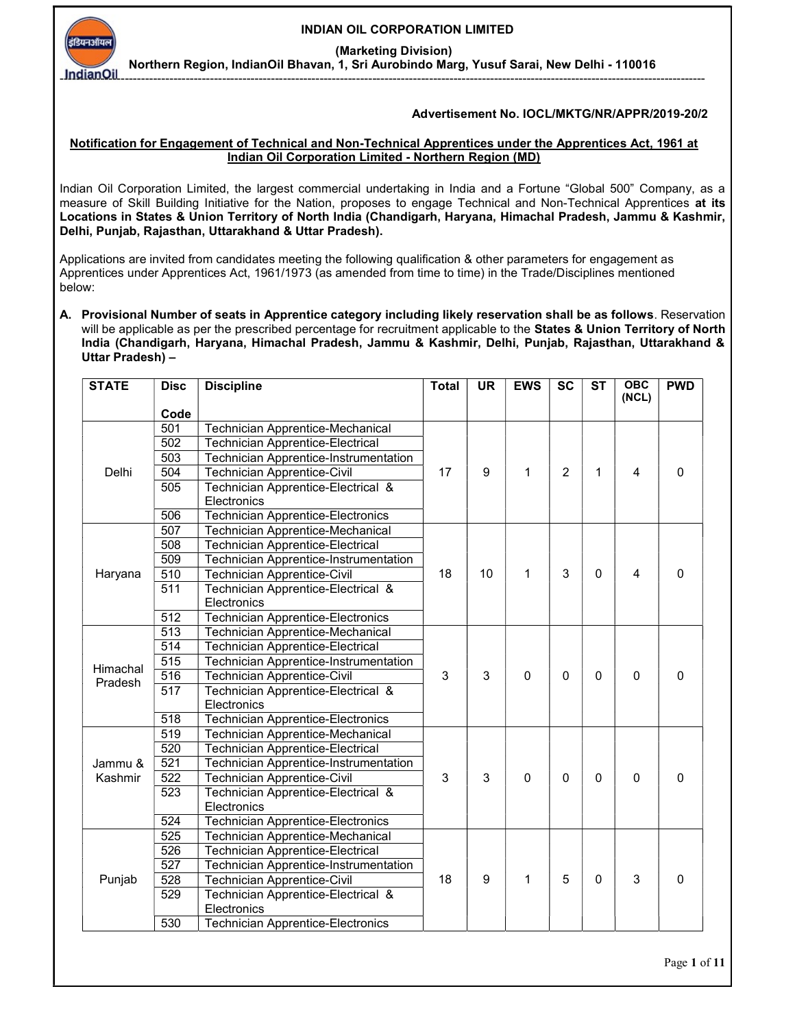# INDIAN OIL CORPORATION LIMITED

**(Marketing Division)**

**Northern Region, IndianOil Bhavan, 1, Sri Aurobindo Marg, Yusuf Sarai, New Delhi - 110016**

**Advertisement No. IOCL/MKTG/NR/APPR/2019-20/2**

## Notification for Engagement of Technical and Non-Technical Apprentices under the Apprentices Act, 1961 at Indian Oil Corporation Limited - Northern Region (MD)

Indian Oil Corporation Limited, the largest commercial undertaking in India and a Fortune "Global 500" Company, as a measure of Skill Building Initiative for the Nation, proposes to engage Technical and Non-Technical Apprentices **at its Locations in States & Union Territory of North India (Chandigarh, Haryana, Himachal Pradesh, Jammu & Kashmir, Delhi, Punjab, Rajasthan, Uttarakhand & Uttar Pradesh).**

Applications are invited from candidates meeting the following qualification & other parameters for engagement as Apprentices under Apprentices Act, 1961/1973 (as amended from time to time) in the Trade/Disciplines mentioned below:

A. **Provisional Number of seats in Apprentice category including likely reservation shall be as follows**. Reservation will be applicable as per the prescribed percentage for recruitment applicable to the **States & Union Territory of North India (Chandigarh, Haryana, Himachal Pradesh, Jammu & Kashmir, Delhi, Punjab, Rajasthan, Uttarakhand & Uttar Pradesh) –**

| STATE | Disc Code | Discipline | Total | UR | EWS | SC | ST | OBC (NCL) | PWD |
|---|---|---|---|---|---|---|---|---|---|
| Delhi | 501 | Technician Apprentice-Mechanical | 17 | 9 | 1 | 2 | 1 | 4 | 0 |
| | 502 | Technician Apprentice-Electrical | | | | | | | |
| | 503 | Technician Apprentice-Instrumentation | | | | | | | |
| | 504 | Technician Apprentice-Civil | | | | | | | |
| | 505 | Technician Apprentice-Electrical & Electronics | | | | | | | |
| | 506 | Technician Apprentice-Electronics | | | | | | | |
| Haryana | 507 | Technician Apprentice-Mechanical | 18 | 10 | 1 | 3 | 0 | 4 | 0 |
| | 508 | Technician Apprentice-Electrical | | | | | | | |
| | 509 | Technician Apprentice-Instrumentation | | | | | | | |
| | 510 | Technician Apprentice-Civil | | | | | | | |
| | 511 | Technician Apprentice-Electrical & Electronics | | | | | | | |
| | 512 | Technician Apprentice-Electronics | | | | | | | |
| Himachal Pradesh | 513 | Technician Apprentice-Mechanical | 3 | 3 | 0 | 0 | 0 | 0 | 0 |
| | 514 | Technician Apprentice-Electrical | | | | | | | |
| | 515 | Technician Apprentice-Instrumentation | | | | | | | |
| | 516 | Technician Apprentice-Civil | | | | | | | |
| | 517 | Technician Apprentice-Electrical & Electronics | | | | | | | |
| | 518 | Technician Apprentice-Electronics | | | | | | | |
| Jammu & Kashmir | 519 | Technician Apprentice-Mechanical | 3 | 3 | 0 | 0 | 0 | 0 | 0 |
| | 520 | Technician Apprentice-Electrical | | | | | | | |
| | 521 | Technician Apprentice-Instrumentation | | | | | | | |
| | 522 | Technician Apprentice-Civil | | | | | | | |
| | 523 | Technician Apprentice-Electrical & Electronics | | | | | | | |
| | 524 | Technician Apprentice-Electronics | | | | | | | |
| Punjab | 525 | Technician Apprentice-Mechanical | 18 | 9 | 1 | 5 | 0 | 3 | 0 |
| | 526 | Technician Apprentice-Electrical | | | | | | | |
| | 527 | Technician Apprentice-Instrumentation | | | | | | | |
| | 528 | Technician Apprentice-Civil | | | | | | | |
| | 529 | Technician Apprentice-Electrical & Electronics | | | | | | | |
| | 530 | Technician Apprentice-Electronics | | | | | | | |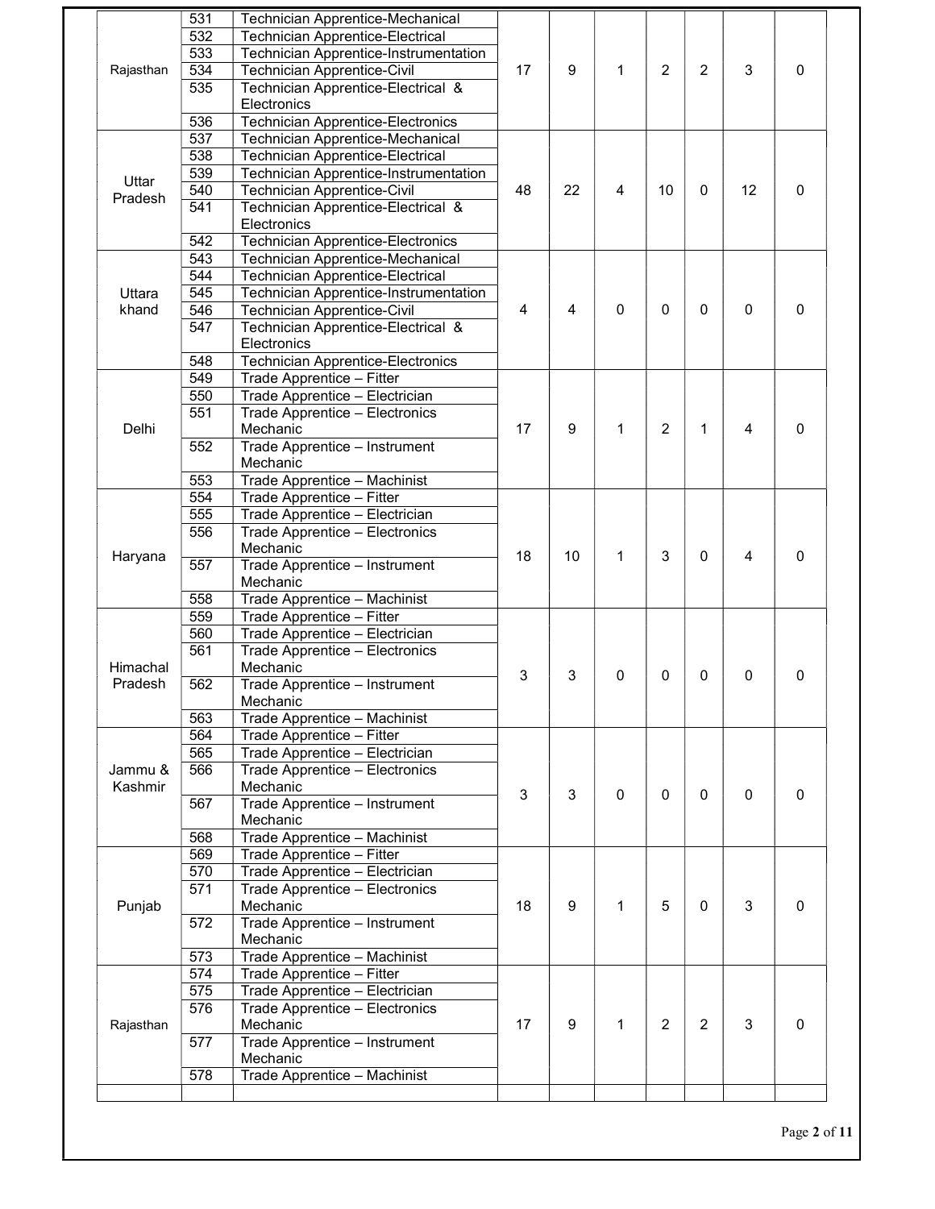| | | | | | | | | | |
|---|---|---|---|---|---|---|---|---|---|
| Rajasthan | 531 | Technician Apprentice-Mechanical | 17 | 9 | 1 | 2 | 2 | 3 | 0 |
| | 532 | Technician Apprentice-Electrical | | | | | | | |
| | 533 | Technician Apprentice-Instrumentation | | | | | | | |
| | 534 | Technician Apprentice-Civil | | | | | | | |
| | 535 | Technician Apprentice-Electrical & Electronics | | | | | | | |
| | 536 | Technician Apprentice-Electronics | | | | | | | |
| Uttar Pradesh | 537 | Technician Apprentice-Mechanical | 48 | 22 | 4 | 10 | 0 | 12 | 0 |
| | 538 | Technician Apprentice-Electrical | | | | | | | |
| | 539 | Technician Apprentice-Instrumentation | | | | | | | |
| | 540 | Technician Apprentice-Civil | | | | | | | |
| | 541 | Technician Apprentice-Electrical & Electronics | | | | | | | |
| | 542 | Technician Apprentice-Electronics | | | | | | | |
| Uttara khand | 543 | Technician Apprentice-Mechanical | 4 | 4 | 0 | 0 | 0 | 0 | 0 |
| | 544 | Technician Apprentice-Electrical | | | | | | | |
| | 545 | Technician Apprentice-Instrumentation | | | | | | | |
| | 546 | Technician Apprentice-Civil | | | | | | | |
| | 547 | Technician Apprentice-Electrical & Electronics | | | | | | | |
| | 548 | Technician Apprentice-Electronics | | | | | | | |
| Delhi | 549 | Trade Apprentice – Fitter | 17 | 9 | 1 | 2 | 1 | 4 | 0 |
| | 550 | Trade Apprentice – Electrician | | | | | | | |
| | 551 | Trade Apprentice – Electronics Mechanic | | | | | | | |
| | 552 | Trade Apprentice – Instrument Mechanic | | | | | | | |
| | 553 | Trade Apprentice – Machinist | | | | | | | |
| Haryana | 554 | Trade Apprentice – Fitter | 18 | 10 | 1 | 3 | 0 | 4 | 0 |
| | 555 | Trade Apprentice – Electrician | | | | | | | |
| | 556 | Trade Apprentice – Electronics Mechanic | | | | | | | |
| | 557 | Trade Apprentice – Instrument Mechanic | | | | | | | |
| | 558 | Trade Apprentice – Machinist | | | | | | | |
| Himachal Pradesh | 559 | Trade Apprentice – Fitter | 3 | 3 | 0 | 0 | 0 | 0 | 0 |
| | 560 | Trade Apprentice – Electrician | | | | | | | |
| | 561 | Trade Apprentice – Electronics Mechanic | | | | | | | |
| | 562 | Trade Apprentice – Instrument Mechanic | | | | | | | |
| | 563 | Trade Apprentice – Machinist | | | | | | | |
| Jammu & Kashmir | 564 | Trade Apprentice – Fitter | 3 | 3 | 0 | 0 | 0 | 0 | 0 |
| | 565 | Trade Apprentice – Electrician | | | | | | | |
| | 566 | Trade Apprentice – Electronics Mechanic | | | | | | | |
| | 567 | Trade Apprentice – Instrument Mechanic | | | | | | | |
| | 568 | Trade Apprentice – Machinist | | | | | | | |
| Punjab | 569 | Trade Apprentice – Fitter | 18 | 9 | 1 | 5 | 0 | 3 | 0 |
| | 570 | Trade Apprentice – Electrician | | | | | | | |
| | 571 | Trade Apprentice – Electronics Mechanic | | | | | | | |
| | 572 | Trade Apprentice – Instrument Mechanic | | | | | | | |
| | 573 | Trade Apprentice – Machinist | | | | | | | |
| Rajasthan | 574 | Trade Apprentice – Fitter | 17 | 9 | 1 | 2 | 2 | 3 | 0 |
| | 575 | Trade Apprentice – Electrician | | | | | | | |
| | 576 | Trade Apprentice – Electronics Mechanic | | | | | | | |
| | 577 | Trade Apprentice – Instrument Mechanic | | | | | | | |
| | 578 | Trade Apprentice – Machinist | | | | | | | |
| | | | | | | | | | |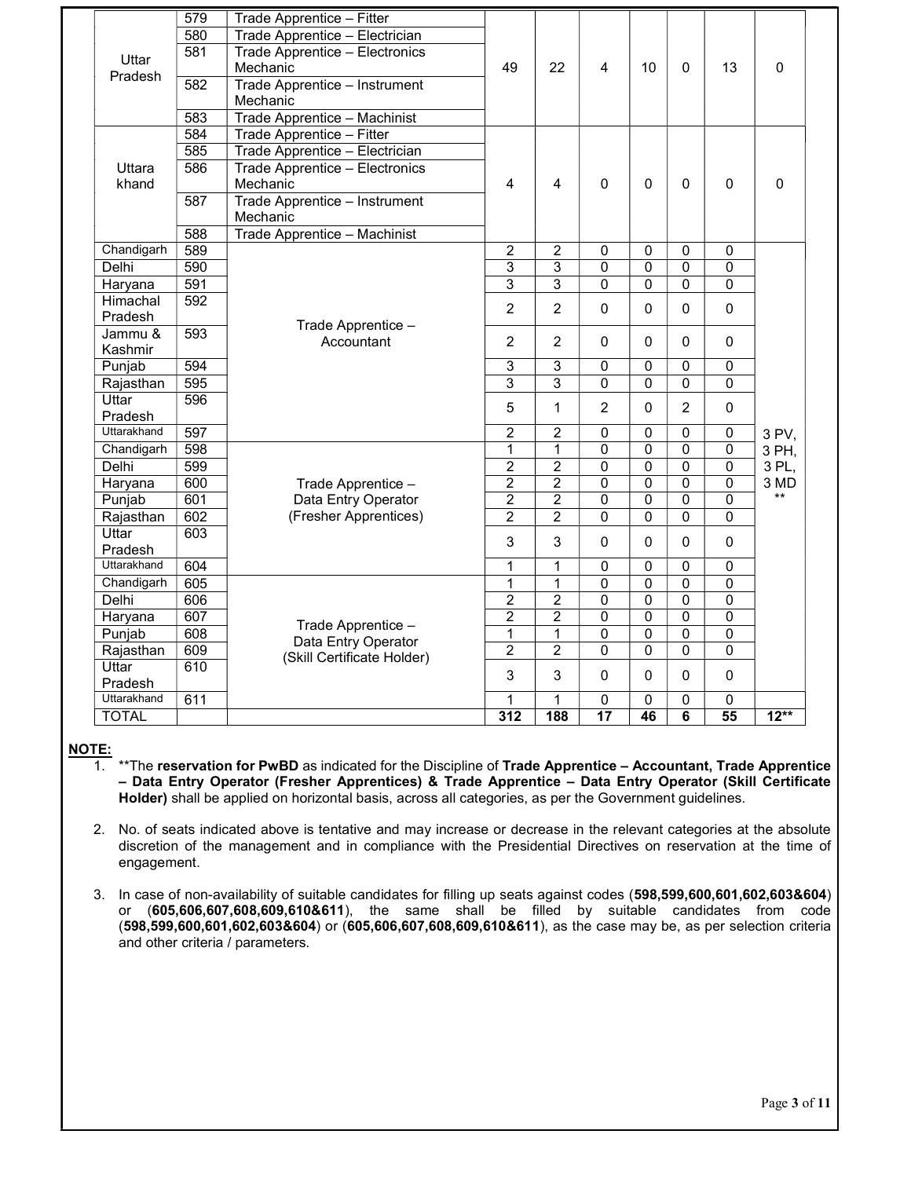| | | | | | | | | | |
|---|---|---|---|---|---|---|---|---|---|
| Uttar Pradesh | 579 | Trade Apprentice – Fitter | 49 | 22 | 4 | 10 | 0 | 13 | 0 |
| | 580 | Trade Apprentice – Electrician | | | | | | | |
| | 581 | Trade Apprentice – Electronics Mechanic | | | | | | | |
| | 582 | Trade Apprentice – Instrument Mechanic | | | | | | | |
| | 583 | Trade Apprentice – Machinist | | | | | | | |
| Uttara khand | 584 | Trade Apprentice – Fitter | 4 | 4 | 0 | 0 | 0 | 0 | 0 |
| | 585 | Trade Apprentice – Electrician | | | | | | | |
| | 586 | Trade Apprentice – Electronics Mechanic | | | | | | | |
| | 587 | Trade Apprentice – Instrument Mechanic | | | | | | | |
| | 588 | Trade Apprentice – Machinist | | | | | | | |
| Chandigarh | 589 | Trade Apprentice – Accountant | 2 | 2 | 0 | 0 | 0 | 0 | 3 PV, 3 PH, 3 PL, 3 MD ** |
| Delhi | 590 | | 3 | 3 | 0 | 0 | 0 | 0 | |
| Haryana | 591 | | 3 | 3 | 0 | 0 | 0 | 0 | |
| Himachal Pradesh | 592 | | 2 | 2 | 0 | 0 | 0 | 0 | |
| Jammu & Kashmir | 593 | | 2 | 2 | 0 | 0 | 0 | 0 | |
| Punjab | 594 | | 3 | 3 | 0 | 0 | 0 | 0 | |
| Rajasthan | 595 | | 3 | 3 | 0 | 0 | 0 | 0 | |
| Uttar Pradesh | 596 | | 5 | 1 | 2 | 0 | 2 | 0 | |
| Uttarakhand | 597 | | 2 | 2 | 0 | 0 | 0 | 0 | |
| Chandigarh | 598 | Trade Apprentice – Data Entry Operator (Fresher Apprentices) | 1 | 1 | 0 | 0 | 0 | 0 | |
| Delhi | 599 | | 2 | 2 | 0 | 0 | 0 | 0 | |
| Haryana | 600 | | 2 | 2 | 0 | 0 | 0 | 0 | |
| Punjab | 601 | | 2 | 2 | 0 | 0 | 0 | 0 | |
| Rajasthan | 602 | | 2 | 2 | 0 | 0 | 0 | 0 | |
| Uttar Pradesh | 603 | | 3 | 3 | 0 | 0 | 0 | 0 | |
| Uttarakhand | 604 | | 1 | 1 | 0 | 0 | 0 | 0 | |
| Chandigarh | 605 | Trade Apprentice – Data Entry Operator (Skill Certificate Holder) | 1 | 1 | 0 | 0 | 0 | 0 | |
| Delhi | 606 | | 2 | 2 | 0 | 0 | 0 | 0 | |
| Haryana | 607 | | 2 | 2 | 0 | 0 | 0 | 0 | |
| Punjab | 608 | | 1 | 1 | 0 | 0 | 0 | 0 | |
| Rajasthan | 609 | | 2 | 2 | 0 | 0 | 0 | 0 | |
| Uttar Pradesh | 610 | | 3 | 3 | 0 | 0 | 0 | 0 | |
| Uttarakhand | 611 | | 1 | 1 | 0 | 0 | 0 | 0 | |
| TOTAL | | | 312 | 188 | 17 | 46 | 6 | 55 | 12** |

**NOTE:**

1. **The **reservation for PwBD** as indicated for the Discipline of **Trade Apprentice – Accountant, Trade Apprentice – Data Entry Operator (Fresher Apprentices) & Trade Apprentice – Data Entry Operator (Skill Certificate Holder)** shall be applied on horizontal basis, across all categories, as per the Government guidelines.

2. No. of seats indicated above is tentative and may increase or decrease in the relevant categories at the absolute discretion of the management and in compliance with the Presidential Directives on reservation at the time of engagement.

3. In case of non-availability of suitable candidates for filling up seats against codes (**598,599,600,601,602,603&604**) or (**605,606,607,608,609,610&611**), the same shall be filled by suitable candidates from code (**598,599,600,601,602,603&604**) or (**605,606,607,608,609,610&611**), as the case may be, as per selection criteria and other criteria / parameters.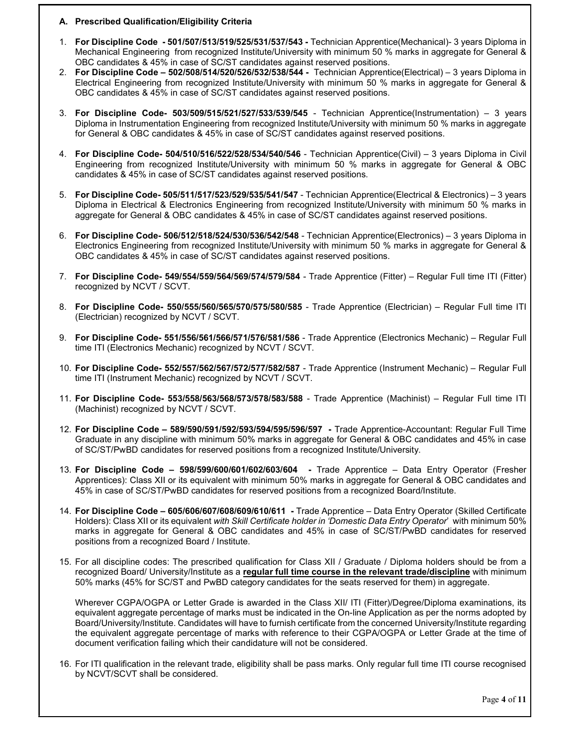### A. Prescribed Qualification/Eligibility Criteria

1. **For Discipline Code - 501/507/513/519/525/531/537/543 -** Technician Apprentice(Mechanical)- 3 years Diploma in Mechanical Engineering from recognized Institute/University with minimum 50 % marks in aggregate for General & OBC candidates & 45% in case of SC/ST candidates against reserved positions.
2. **For Discipline Code – 502/508/514/520/526/532/538/544 -** Technician Apprentice(Electrical) – 3 years Diploma in Electrical Engineering from recognized Institute/University with minimum 50 % marks in aggregate for General & OBC candidates & 45% in case of SC/ST candidates against reserved positions.
3. **For Discipline Code- 503/509/515/521/527/533/539/545** - Technician Apprentice(Instrumentation) – 3 years Diploma in Instrumentation Engineering from recognized Institute/University with minimum 50 % marks in aggregate for General & OBC candidates & 45% in case of SC/ST candidates against reserved positions.
4. **For Discipline Code- 504/510/516/522/528/534/540/546** - Technician Apprentice(Civil) – 3 years Diploma in Civil Engineering from recognized Institute/University with minimum 50 % marks in aggregate for General & OBC candidates & 45% in case of SC/ST candidates against reserved positions.
5. **For Discipline Code- 505/511/517/523/529/535/541/547** - Technician Apprentice(Electrical & Electronics) – 3 years Diploma in Electrical & Electronics Engineering from recognized Institute/University with minimum 50 % marks in aggregate for General & OBC candidates & 45% in case of SC/ST candidates against reserved positions.
6. **For Discipline Code- 506/512/518/524/530/536/542/548** - Technician Apprentice(Electronics) – 3 years Diploma in Electronics Engineering from recognized Institute/University with minimum 50 % marks in aggregate for General & OBC candidates & 45% in case of SC/ST candidates against reserved positions.
7. **For Discipline Code- 549/554/559/564/569/574/579/584** - Trade Apprentice (Fitter) – Regular Full time ITI (Fitter) recognized by NCVT / SCVT.
8. **For Discipline Code- 550/555/560/565/570/575/580/585** - Trade Apprentice (Electrician) – Regular Full time ITI (Electrician) recognized by NCVT / SCVT.
9. **For Discipline Code- 551/556/561/566/571/576/581/586** - Trade Apprentice (Electronics Mechanic) – Regular Full time ITI (Electronics Mechanic) recognized by NCVT / SCVT.
10. **For Discipline Code- 552/557/562/567/572/577/582/587** - Trade Apprentice (Instrument Mechanic) – Regular Full time ITI (Instrument Mechanic) recognized by NCVT / SCVT.
11. **For Discipline Code- 553/558/563/568/573/578/583/588** - Trade Apprentice (Machinist) – Regular Full time ITI (Machinist) recognized by NCVT / SCVT.
12. **For Discipline Code – 589/590/591/592/593/594/595/596/597 -** Trade Apprentice-Accountant: Regular Full Time Graduate in any discipline with minimum 50% marks in aggregate for General & OBC candidates and 45% in case of SC/ST/PwBD candidates for reserved positions from a recognized Institute/University.
13. **For Discipline Code – 598/599/600/601/602/603/604 -** Trade Apprentice – Data Entry Operator (Fresher Apprentices): Class XII or its equivalent with minimum 50% marks in aggregate for General & OBC candidates and 45% in case of SC/ST/PwBD candidates for reserved positions from a recognized Board/Institute.
14. **For Discipline Code – 605/606/607/608/609/610/611 -** Trade Apprentice – Data Entry Operator (Skilled Certificate Holders): Class XII or its equivalent *with Skill Certificate holder in 'Domestic Data Entry Operator'* with minimum 50% marks in aggregate for General & OBC candidates and 45% in case of SC/ST/PwBD candidates for reserved positions from a recognized Board / Institute.
15. For all discipline codes: The prescribed qualification for Class XII / Graduate / Diploma holders should be from a recognized Board/ University/Institute as a **<u>regular full time course in the relevant trade/discipline</u>** with minimum 50% marks (45% for SC/ST and PwBD category candidates for the seats reserved for them) in aggregate.

    Wherever CGPA/OGPA or Letter Grade is awarded in the Class XII/ ITI (Fitter)/Degree/Diploma examinations, its equivalent aggregate percentage of marks must be indicated in the On-line Application as per the norms adopted by Board/University/Institute. Candidates will have to furnish certificate from the concerned University/Institute regarding the equivalent aggregate percentage of marks with reference to their CGPA/OGPA or Letter Grade at the time of document verification failing which their candidature will not be considered.

16. For ITI qualification in the relevant trade, eligibility shall be pass marks. Only regular full time ITI course recognised by NCVT/SCVT shall be considered.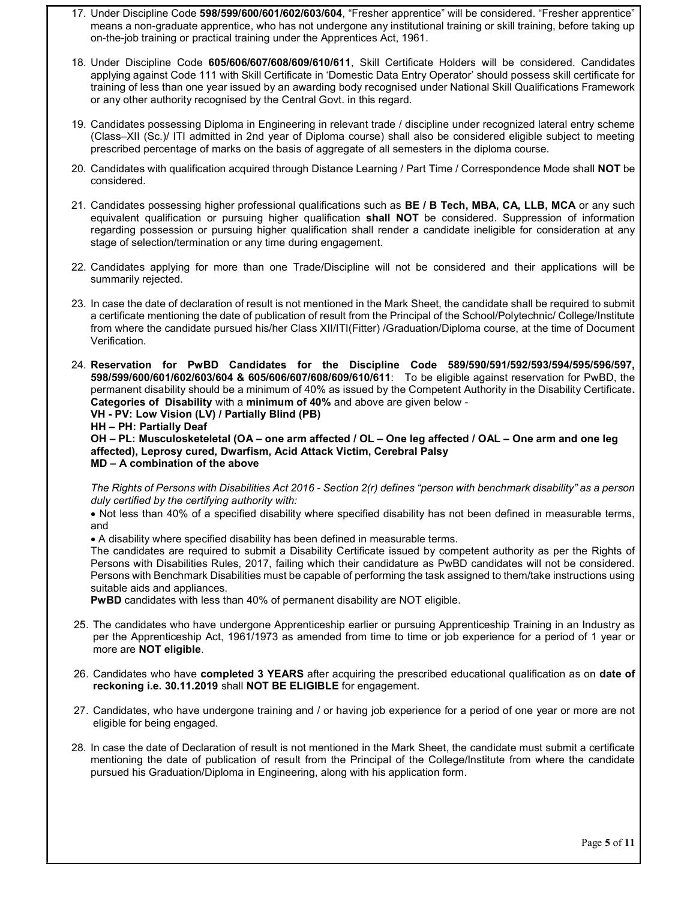17. Under Discipline Code **598/599/600/601/602/603/604**, "Fresher apprentice" will be considered. "Fresher apprentice" means a non-graduate apprentice, who has not undergone any institutional training or skill training, before taking up on-the-job training or practical training under the Apprentices Act, 1961.

18. Under Discipline Code **605/606/607/608/609/610/611**, Skill Certificate Holders will be considered. Candidates applying against Code 111 with Skill Certificate in 'Domestic Data Entry Operator' should possess skill certificate for training of less than one year issued by an awarding body recognised under National Skill Qualifications Framework or any other authority recognised by the Central Govt. in this regard.

19. Candidates possessing Diploma in Engineering in relevant trade / discipline under recognized lateral entry scheme (Class–XII (Sc.)/ ITI admitted in 2nd year of Diploma course) shall also be considered eligible subject to meeting prescribed percentage of marks on the basis of aggregate of all semesters in the diploma course.

20. Candidates with qualification acquired through Distance Learning / Part Time / Correspondence Mode shall **NOT** be considered.

21. Candidates possessing higher professional qualifications such as **BE / B Tech, MBA, CA, LLB, MCA** or any such equivalent qualification or pursuing higher qualification **shall NOT** be considered. Suppression of information regarding possession or pursuing higher qualification shall render a candidate ineligible for consideration at any stage of selection/termination or any time during engagement.

22. Candidates applying for more than one Trade/Discipline will not be considered and their applications will be summarily rejected.

23. In case the date of declaration of result is not mentioned in the Mark Sheet, the candidate shall be required to submit a certificate mentioning the date of publication of result from the Principal of the School/Polytechnic/ College/Institute from where the candidate pursued his/her Class XII/ITI(Fitter) /Graduation/Diploma course, at the time of Document Verification.

24. **Reservation for PwBD Candidates for the Discipline Code 589/590/591/592/593/594/595/596/597, 598/599/600/601/602/603/604 & 605/606/607/608/609/610/611**: To be eligible against reservation for PwBD, the permanent disability should be a minimum of 40% as issued by the Competent Authority in the Disability Certificate**.** **Categories of Disability** with a **minimum of 40%** and above are given below -
    **VH - PV: Low Vision (LV) / Partially Blind (PB)**
    **HH – PH: Partially Deaf**
    **OH – PL: Musculosketeletal (OA – one arm affected / OL – One leg affected / OAL – One arm and one leg affected), Leprosy cured, Dwarfism, Acid Attack Victim, Cerebral Palsy**
    **MD – A combination of the above**

    *The Rights of Persons with Disabilities Act 2016 - Section 2(r) defines "person with benchmark disability" as a person duly certified by the certifying authority with:*

    - Not less than 40% of a specified disability where specified disability has not been defined in measurable terms, and
    - A disability where specified disability has been defined in measurable terms.

    The candidates are required to submit a Disability Certificate issued by competent authority as per the Rights of Persons with Disabilities Rules, 2017, failing which their candidature as PwBD candidates will not be considered. Persons with Benchmark Disabilities must be capable of performing the task assigned to them/take instructions using suitable aids and appliances.
    **PwBD** candidates with less than 40% of permanent disability are NOT eligible.

25. The candidates who have undergone Apprenticeship earlier or pursuing Apprenticeship Training in an Industry as per the Apprenticeship Act, 1961/1973 as amended from time to time or job experience for a period of 1 year or more are **NOT eligible**.

26. Candidates who have **completed 3 YEARS** after acquiring the prescribed educational qualification as on **date of reckoning i.e. 30.11.2019** shall **NOT BE ELIGIBLE** for engagement.

27. Candidates, who have undergone training and / or having job experience for a period of one year or more are not eligible for being engaged.

28. In case the date of Declaration of result is not mentioned in the Mark Sheet, the candidate must submit a certificate mentioning the date of publication of result from the Principal of the College/Institute from where the candidate pursued his Graduation/Diploma in Engineering, along with his application form.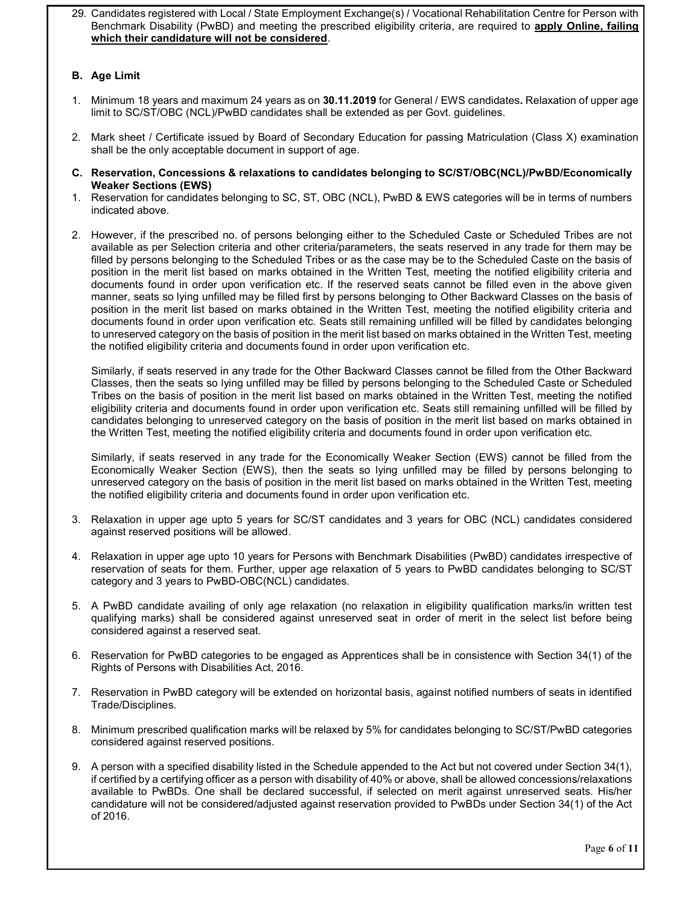29. Candidates registered with Local / State Employment Exchange(s) / Vocational Rehabilitation Centre for Person with Benchmark Disability (PwBD) and meeting the prescribed eligibility criteria, are required to **apply Online, failing which their candidature will not be considered**.

**B. Age Limit**

1. Minimum 18 years and maximum 24 years as on **30.11.2019** for General / EWS candidates**.** Relaxation of upper age limit to SC/ST/OBC (NCL)/PwBD candidates shall be extended as per Govt. guidelines.

2. Mark sheet / Certificate issued by Board of Secondary Education for passing Matriculation (Class X) examination shall be the only acceptable document in support of age.

**C. Reservation, Concessions & relaxations to candidates belonging to SC/ST/OBC(NCL)/PwBD/Economically Weaker Sections (EWS)**

1. Reservation for candidates belonging to SC, ST, OBC (NCL), PwBD & EWS categories will be in terms of numbers indicated above.

2. However, if the prescribed no. of persons belonging either to the Scheduled Caste or Scheduled Tribes are not available as per Selection criteria and other criteria/parameters, the seats reserved in any trade for them may be filled by persons belonging to the Scheduled Tribes or as the case may be to the Scheduled Caste on the basis of position in the merit list based on marks obtained in the Written Test, meeting the notified eligibility criteria and documents found in order upon verification etc. If the reserved seats cannot be filled even in the above given manner, seats so lying unfilled may be filled first by persons belonging to Other Backward Classes on the basis of position in the merit list based on marks obtained in the Written Test, meeting the notified eligibility criteria and documents found in order upon verification etc. Seats still remaining unfilled will be filled by candidates belonging to unreserved category on the basis of position in the merit list based on marks obtained in the Written Test, meeting the notified eligibility criteria and documents found in order upon verification etc.

   Similarly, if seats reserved in any trade for the Other Backward Classes cannot be filled from the Other Backward Classes, then the seats so lying unfilled may be filled by persons belonging to the Scheduled Caste or Scheduled Tribes on the basis of position in the merit list based on marks obtained in the Written Test, meeting the notified eligibility criteria and documents found in order upon verification etc. Seats still remaining unfilled will be filled by candidates belonging to unreserved category on the basis of position in the merit list based on marks obtained in the Written Test, meeting the notified eligibility criteria and documents found in order upon verification etc.

   Similarly, if seats reserved in any trade for the Economically Weaker Section (EWS) cannot be filled from the Economically Weaker Section (EWS), then the seats so lying unfilled may be filled by persons belonging to unreserved category on the basis of position in the merit list based on marks obtained in the Written Test, meeting the notified eligibility criteria and documents found in order upon verification etc.

3. Relaxation in upper age upto 5 years for SC/ST candidates and 3 years for OBC (NCL) candidates considered against reserved positions will be allowed.

4. Relaxation in upper age upto 10 years for Persons with Benchmark Disabilities (PwBD) candidates irrespective of reservation of seats for them. Further, upper age relaxation of 5 years to PwBD candidates belonging to SC/ST category and 3 years to PwBD-OBC(NCL) candidates.

5. A PwBD candidate availing of only age relaxation (no relaxation in eligibility qualification marks/in written test qualifying marks) shall be considered against unreserved seat in order of merit in the select list before being considered against a reserved seat.

6. Reservation for PwBD categories to be engaged as Apprentices shall be in consistence with Section 34(1) of the Rights of Persons with Disabilities Act, 2016.

7. Reservation in PwBD category will be extended on horizontal basis, against notified numbers of seats in identified Trade/Disciplines.

8. Minimum prescribed qualification marks will be relaxed by 5% for candidates belonging to SC/ST/PwBD categories considered against reserved positions.

9. A person with a specified disability listed in the Schedule appended to the Act but not covered under Section 34(1), if certified by a certifying officer as a person with disability of 40% or above, shall be allowed concessions/relaxations available to PwBDs. One shall be declared successful, if selected on merit against unreserved seats. His/her candidature will not be considered/adjusted against reservation provided to PwBDs under Section 34(1) of the Act of 2016.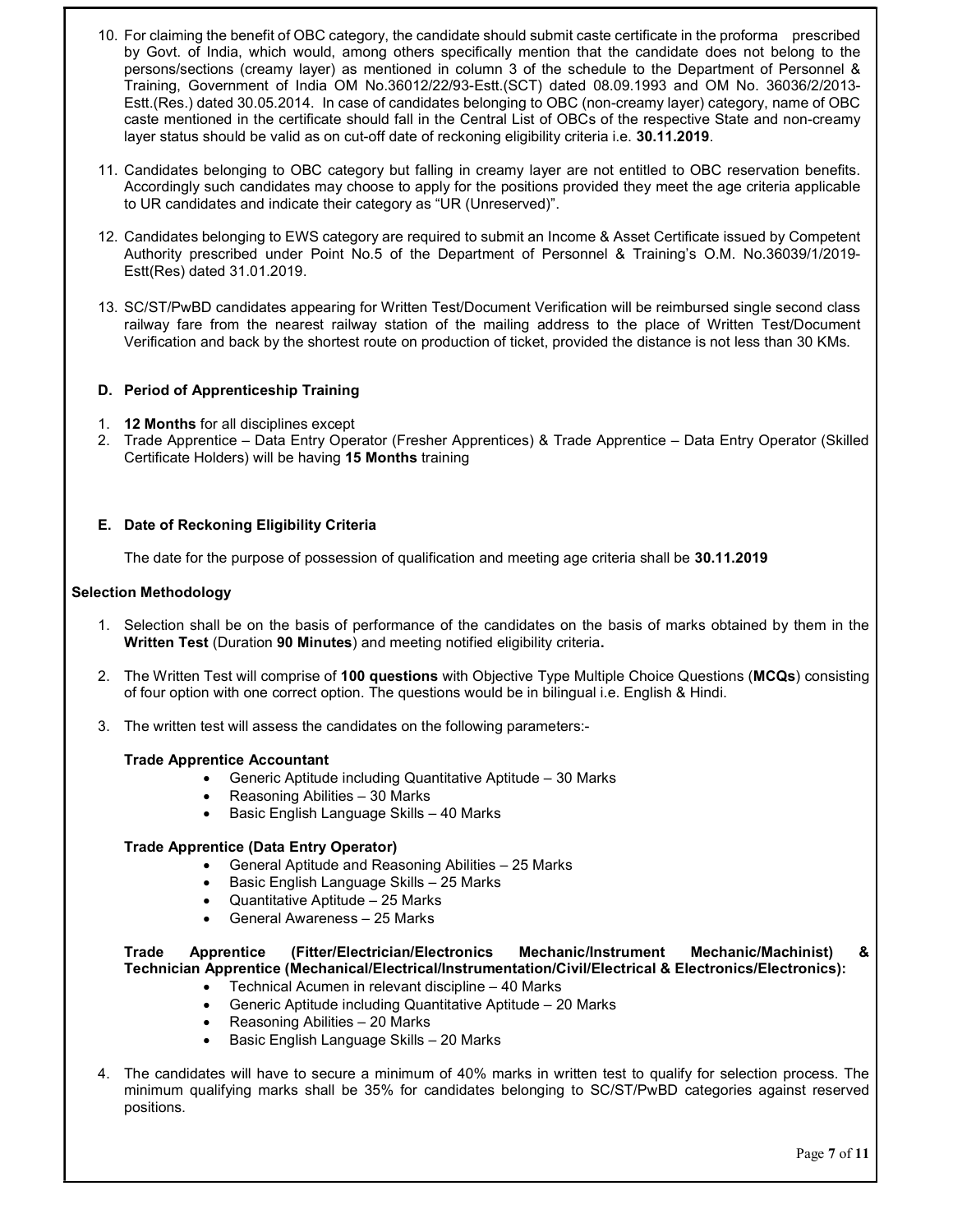10. For claiming the benefit of OBC category, the candidate should submit caste certificate in the proforma prescribed by Govt. of India, which would, among others specifically mention that the candidate does not belong to the persons/sections (creamy layer) as mentioned in column 3 of the schedule to the Department of Personnel & Training, Government of India OM No.36012/22/93-Estt.(SCT) dated 08.09.1993 and OM No. 36036/2/2013-Estt.(Res.) dated 30.05.2014. In case of candidates belonging to OBC (non-creamy layer) category, name of OBC caste mentioned in the certificate should fall in the Central List of OBCs of the respective State and non-creamy layer status should be valid as on cut-off date of reckoning eligibility criteria i.e. **30.11.2019**.

11. Candidates belonging to OBC category but falling in creamy layer are not entitled to OBC reservation benefits. Accordingly such candidates may choose to apply for the positions provided they meet the age criteria applicable to UR candidates and indicate their category as "UR (Unreserved)".

12. Candidates belonging to EWS category are required to submit an Income & Asset Certificate issued by Competent Authority prescribed under Point No.5 of the Department of Personnel & Training's O.M. No.36039/1/2019-Estt(Res) dated 31.01.2019.

13. SC/ST/PwBD candidates appearing for Written Test/Document Verification will be reimbursed single second class railway fare from the nearest railway station of the mailing address to the place of Written Test/Document Verification and back by the shortest route on production of ticket, provided the distance is not less than 30 KMs.

### D. Period of Apprenticeship Training

1. **12 Months** for all disciplines except
2. Trade Apprentice – Data Entry Operator (Fresher Apprentices) & Trade Apprentice – Data Entry Operator (Skilled Certificate Holders) will be having **15 Months** training

### E. Date of Reckoning Eligibility Criteria

The date for the purpose of possession of qualification and meeting age criteria shall be **30.11.2019**

### Selection Methodology

1. Selection shall be on the basis of performance of the candidates on the basis of marks obtained by them in the **Written Test** (Duration **90 Minutes**) and meeting notified eligibility criteria**.**

2. The Written Test will comprise of **100 questions** with Objective Type Multiple Choice Questions (**MCQs**) consisting of four option with one correct option. The questions would be in bilingual i.e. English & Hindi.

3. The written test will assess the candidates on the following parameters:-

   **Trade Apprentice Accountant**
   - Generic Aptitude including Quantitative Aptitude – 30 Marks
   - Reasoning Abilities – 30 Marks
   - Basic English Language Skills – 40 Marks

   **Trade Apprentice (Data Entry Operator)**
   - General Aptitude and Reasoning Abilities – 25 Marks
   - Basic English Language Skills – 25 Marks
   - Quantitative Aptitude – 25 Marks
   - General Awareness – 25 Marks

   **Trade Apprentice (Fitter/Electrician/Electronics Mechanic/Instrument Mechanic/Machinist) & Technician Apprentice (Mechanical/Electrical/Instrumentation/Civil/Electrical & Electronics/Electronics):**
   - Technical Acumen in relevant discipline – 40 Marks
   - Generic Aptitude including Quantitative Aptitude – 20 Marks
   - Reasoning Abilities – 20 Marks
   - Basic English Language Skills – 20 Marks

4. The candidates will have to secure a minimum of 40% marks in written test to qualify for selection process. The minimum qualifying marks shall be 35% for candidates belonging to SC/ST/PwBD categories against reserved positions.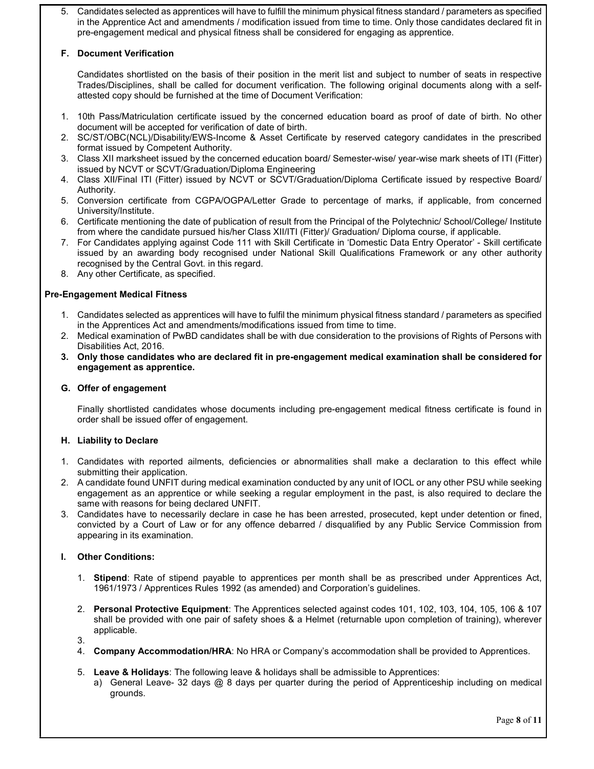5. Candidates selected as apprentices will have to fulfill the minimum physical fitness standard / parameters as specified in the Apprentice Act and amendments / modification issued from time to time. Only those candidates declared fit in pre-engagement medical and physical fitness shall be considered for engaging as apprentice.

### F. Document Verification

Candidates shortlisted on the basis of their position in the merit list and subject to number of seats in respective Trades/Disciplines, shall be called for document verification. The following original documents along with a self-attested copy should be furnished at the time of Document Verification:

1. 10th Pass/Matriculation certificate issued by the concerned education board as proof of date of birth. No other document will be accepted for verification of date of birth.
2. SC/ST/OBC(NCL)/Disability/EWS-Income & Asset Certificate by reserved category candidates in the prescribed format issued by Competent Authority.
3. Class XII marksheet issued by the concerned education board/ Semester-wise/ year-wise mark sheets of ITI (Fitter) issued by NCVT or SCVT/Graduation/Diploma Engineering
4. Class XII/Final ITI (Fitter) issued by NCVT or SCVT/Graduation/Diploma Certificate issued by respective Board/ Authority.
5. Conversion certificate from CGPA/OGPA/Letter Grade to percentage of marks, if applicable, from concerned University/Institute.
6. Certificate mentioning the date of publication of result from the Principal of the Polytechnic/ School/College/ Institute from where the candidate pursued his/her Class XII/ITI (Fitter)/ Graduation/ Diploma course, if applicable.
7. For Candidates applying against Code 111 with Skill Certificate in 'Domestic Data Entry Operator' - Skill certificate issued by an awarding body recognised under National Skill Qualifications Framework or any other authority recognised by the Central Govt. in this regard.
8. Any other Certificate, as specified.

### Pre-Engagement Medical Fitness

1. Candidates selected as apprentices will have to fulfil the minimum physical fitness standard / parameters as specified in the Apprentices Act and amendments/modifications issued from time to time.
2. Medical examination of PwBD candidates shall be with due consideration to the provisions of Rights of Persons with Disabilities Act, 2016.
3. **Only those candidates who are declared fit in pre-engagement medical examination shall be considered for engagement as apprentice.**

### G. Offer of engagement

Finally shortlisted candidates whose documents including pre-engagement medical fitness certificate is found in order shall be issued offer of engagement.

### H. Liability to Declare

1. Candidates with reported ailments, deficiencies or abnormalities shall make a declaration to this effect while submitting their application.
2. A candidate found UNFIT during medical examination conducted by any unit of IOCL or any other PSU while seeking engagement as an apprentice or while seeking a regular employment in the past, is also required to declare the same with reasons for being declared UNFIT.
3. Candidates have to necessarily declare in case he has been arrested, prosecuted, kept under detention or fined, convicted by a Court of Law or for any offence debarred / disqualified by any Public Service Commission from appearing in its examination.

### I. Other Conditions:

1. **Stipend**: Rate of stipend payable to apprentices per month shall be as prescribed under Apprentices Act, 1961/1973 / Apprentices Rules 1992 (as amended) and Corporation's guidelines.
2. **Personal Protective Equipment**: The Apprentices selected against codes 101, 102, 103, 104, 105, 106 & 107 shall be provided with one pair of safety shoes & a Helmet (returnable upon completion of training), wherever applicable.
3. 
4. **Company Accommodation/HRA**: No HRA or Company's accommodation shall be provided to Apprentices.
5. **Leave & Holidays**: The following leave & holidays shall be admissible to Apprentices:
   a) General Leave- 32 days @ 8 days per quarter during the period of Apprenticeship including on medical grounds.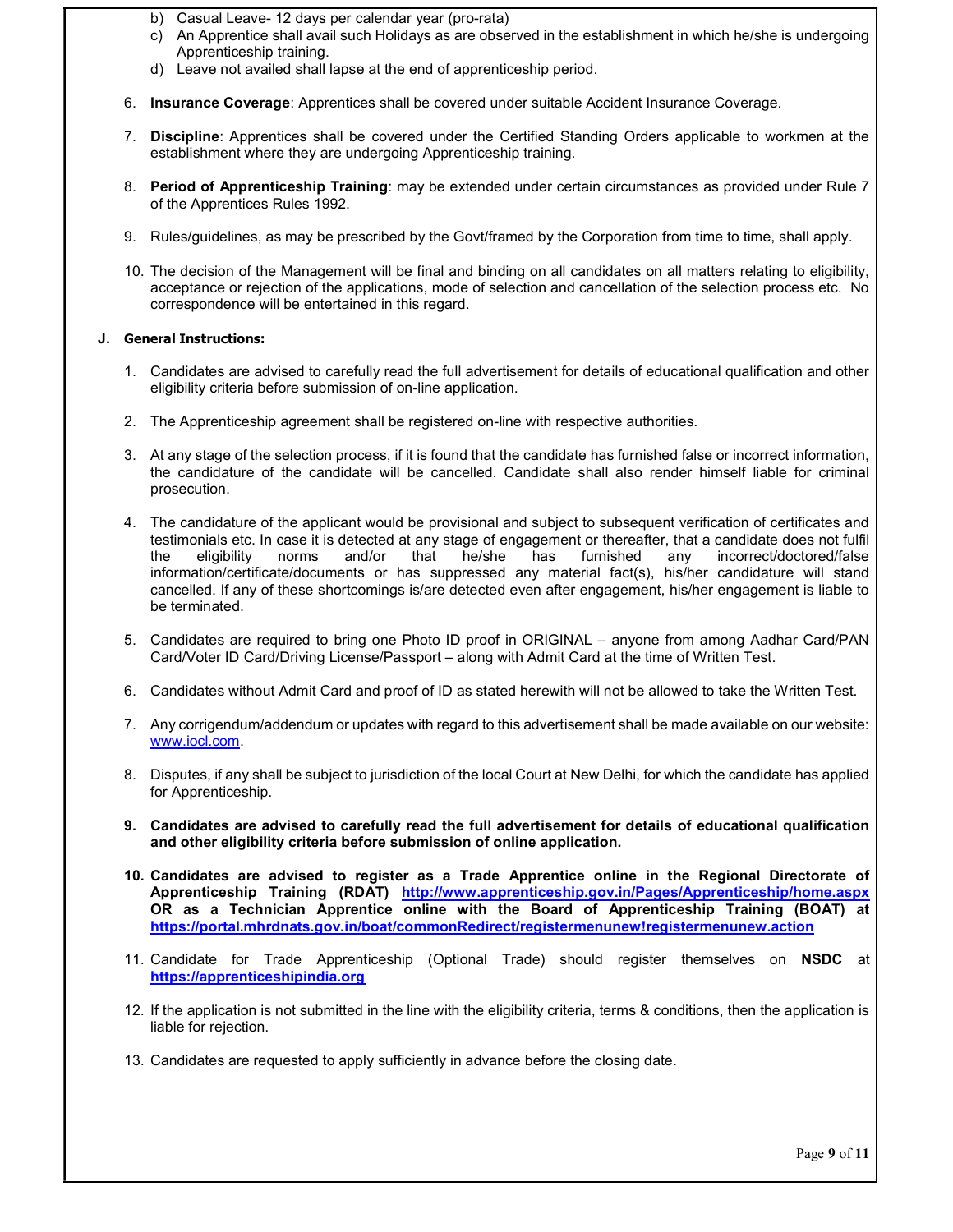b) Casual Leave- 12 days per calendar year (pro-rata)
c) An Apprentice shall avail such Holidays as are observed in the establishment in which he/she is undergoing Apprenticeship training.
d) Leave not availed shall lapse at the end of apprenticeship period.

6. **Insurance Coverage**: Apprentices shall be covered under suitable Accident Insurance Coverage.

7. **Discipline**: Apprentices shall be covered under the Certified Standing Orders applicable to workmen at the establishment where they are undergoing Apprenticeship training.

8. **Period of Apprenticeship Training**: may be extended under certain circumstances as provided under Rule 7 of the Apprentices Rules 1992.

9. Rules/guidelines, as may be prescribed by the Govt/framed by the Corporation from time to time, shall apply.

10. The decision of the Management will be final and binding on all candidates on all matters relating to eligibility, acceptance or rejection of the applications, mode of selection and cancellation of the selection process etc. No correspondence will be entertained in this regard.

**J. General Instructions:**

1. Candidates are advised to carefully read the full advertisement for details of educational qualification and other eligibility criteria before submission of on-line application.

2. The Apprenticeship agreement shall be registered on-line with respective authorities.

3. At any stage of the selection process, if it is found that the candidate has furnished false or incorrect information, the candidature of the candidate will be cancelled. Candidate shall also render himself liable for criminal prosecution.

4. The candidature of the applicant would be provisional and subject to subsequent verification of certificates and testimonials etc. In case it is detected at any stage of engagement or thereafter, that a candidate does not fulfil the eligibility norms and/or that he/she has furnished any incorrect/doctored/false information/certificate/documents or has suppressed any material fact(s), his/her candidature will stand cancelled. If any of these shortcomings is/are detected even after engagement, his/her engagement is liable to be terminated.

5. Candidates are required to bring one Photo ID proof in ORIGINAL – anyone from among Aadhar Card/PAN Card/Voter ID Card/Driving License/Passport – along with Admit Card at the time of Written Test.

6. Candidates without Admit Card and proof of ID as stated herewith will not be allowed to take the Written Test.

7. Any corrigendum/addendum or updates with regard to this advertisement shall be made available on our website: www.iocl.com.

8. Disputes, if any shall be subject to jurisdiction of the local Court at New Delhi, for which the candidate has applied for Apprenticeship.

9. **Candidates are advised to carefully read the full advertisement for details of educational qualification and other eligibility criteria before submission of online application.**

10. **Candidates are advised to register as a Trade Apprentice online in the Regional Directorate of Apprenticeship Training (RDAT) http://www.apprenticeship.gov.in/Pages/Apprenticeship/home.aspx OR as a Technician Apprentice online with the Board of Apprenticeship Training (BOAT) at https://portal.mhrdnats.gov.in/boat/commonRedirect/registermenunew!registermenunew.action**

11. Candidate for Trade Apprenticeship (Optional Trade) should register themselves on **NSDC** at **https://apprenticeshipindia.org**

12. If the application is not submitted in the line with the eligibility criteria, terms & conditions, then the application is liable for rejection.

13. Candidates are requested to apply sufficiently in advance before the closing date.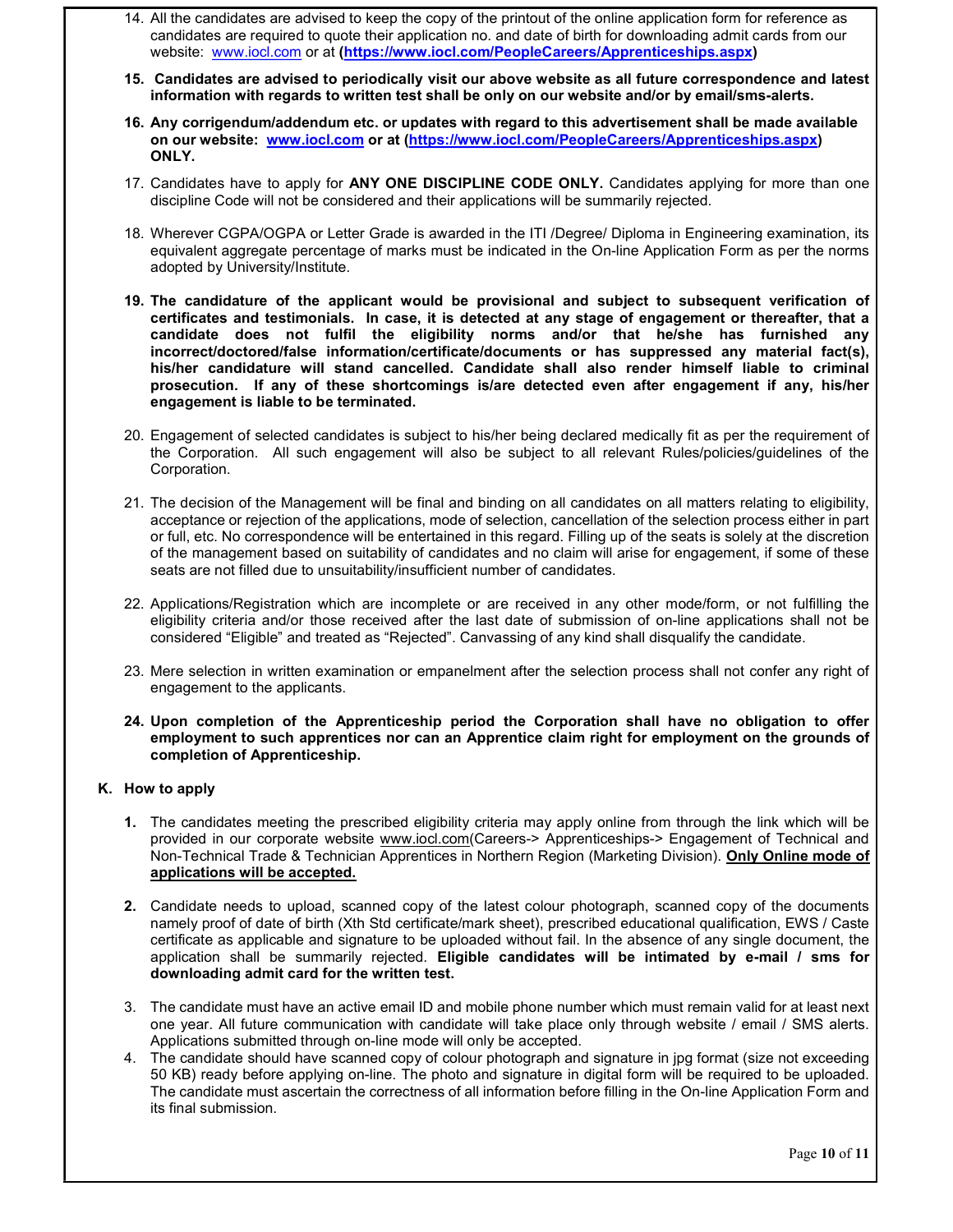14. All the candidates are advised to keep the copy of the printout of the online application form for reference as candidates are required to quote their application no. and date of birth for downloading admit cards from our website: www.iocl.com or at **(https://www.iocl.com/PeopleCareers/Apprenticeships.aspx)**

15. **Candidates are advised to periodically visit our above website as all future correspondence and latest information with regards to written test shall be only on our website and/or by email/sms-alerts.**

16. **Any corrigendum/addendum etc. or updates with regard to this advertisement shall be made available on our website: www.iocl.com or at (https://www.iocl.com/PeopleCareers/Apprenticeships.aspx) ONLY.**

17. Candidates have to apply for **ANY ONE DISCIPLINE CODE ONLY.** Candidates applying for more than one discipline Code will not be considered and their applications will be summarily rejected.

18. Wherever CGPA/OGPA or Letter Grade is awarded in the ITI /Degree/ Diploma in Engineering examination, its equivalent aggregate percentage of marks must be indicated in the On-line Application Form as per the norms adopted by University/Institute.

19. **The candidature of the applicant would be provisional and subject to subsequent verification of certificates and testimonials. In case, it is detected at any stage of engagement or thereafter, that a candidate does not fulfil the eligibility norms and/or that he/she has furnished any incorrect/doctored/false information/certificate/documents or has suppressed any material fact(s), his/her candidature will stand cancelled. Candidate shall also render himself liable to criminal prosecution. If any of these shortcomings is/are detected even after engagement if any, his/her engagement is liable to be terminated.**

20. Engagement of selected candidates is subject to his/her being declared medically fit as per the requirement of the Corporation. All such engagement will also be subject to all relevant Rules/policies/guidelines of the Corporation.

21. The decision of the Management will be final and binding on all candidates on all matters relating to eligibility, acceptance or rejection of the applications, mode of selection, cancellation of the selection process either in part or full, etc. No correspondence will be entertained in this regard. Filling up of the seats is solely at the discretion of the management based on suitability of candidates and no claim will arise for engagement, if some of these seats are not filled due to unsuitability/insufficient number of candidates.

22. Applications/Registration which are incomplete or are received in any other mode/form, or not fulfilling the eligibility criteria and/or those received after the last date of submission of on-line applications shall not be considered "Eligible" and treated as "Rejected". Canvassing of any kind shall disqualify the candidate.

23. Mere selection in written examination or empanelment after the selection process shall not confer any right of engagement to the applicants.

24. **Upon completion of the Apprenticeship period the Corporation shall have no obligation to offer employment to such apprentices nor can an Apprentice claim right for employment on the grounds of completion of Apprenticeship.**

## K. How to apply

1. The candidates meeting the prescribed eligibility criteria may apply online from through the link which will be provided in our corporate website www.iocl.com(Careers-> Apprenticeships-> Engagement of Technical and Non-Technical Trade & Technician Apprentices in Northern Region (Marketing Division). **Only Online mode of applications will be accepted.**

2. Candidate needs to upload, scanned copy of the latest colour photograph, scanned copy of the documents namely proof of date of birth (Xth Std certificate/mark sheet), prescribed educational qualification, EWS / Caste certificate as applicable and signature to be uploaded without fail. In the absence of any single document, the application shall be summarily rejected. **Eligible candidates will be intimated by e-mail / sms for downloading admit card for the written test.**

3. The candidate must have an active email ID and mobile phone number which must remain valid for at least next one year. All future communication with candidate will take place only through website / email / SMS alerts. Applications submitted through on-line mode will only be accepted.

4. The candidate should have scanned copy of colour photograph and signature in jpg format (size not exceeding 50 KB) ready before applying on-line. The photo and signature in digital form will be required to be uploaded. The candidate must ascertain the correctness of all information before filling in the On-line Application Form and its final submission.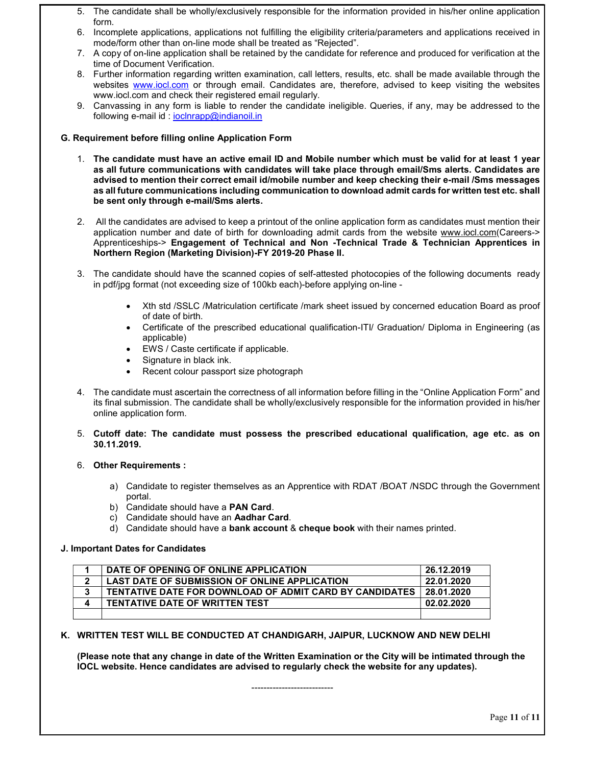5. The candidate shall be wholly/exclusively responsible for the information provided in his/her online application form.
6. Incomplete applications, applications not fulfilling the eligibility criteria/parameters and applications received in mode/form other than on-line mode shall be treated as "Rejected".
7. A copy of on-line application shall be retained by the candidate for reference and produced for verification at the time of Document Verification.
8. Further information regarding written examination, call letters, results, etc. shall be made available through the websites www.iocl.com or through email. Candidates are, therefore, advised to keep visiting the websites www.iocl.com and check their registered email regularly.
9. Canvassing in any form is liable to render the candidate ineligible. Queries, if any, may be addressed to the following e-mail id : ioclnrapp@indianoil.in

**G. Requirement before filling online Application Form**

1. **The candidate must have an active email ID and Mobile number which must be valid for at least 1 year as all future communications with candidates will take place through email/Sms alerts. Candidates are advised to mention their correct email id/mobile number and keep checking their e-mail /Sms messages as all future communications including communication to download admit cards for written test etc. shall be sent only through e-mail/Sms alerts.**

2. All the candidates are advised to keep a printout of the online application form as candidates must mention their application number and date of birth for downloading admit cards from the website www.iocl.com(Careers-> Apprenticeships-> **Engagement of Technical and Non -Technical Trade & Technician Apprentices in Northern Region (Marketing Division)-FY 2019-20 Phase II.**

3. The candidate should have the scanned copies of self-attested photocopies of the following documents ready in pdf/jpg format (not exceeding size of 100kb each)-before applying on-line -

   - Xth std /SSLC /Matriculation certificate /mark sheet issued by concerned education Board as proof of date of birth.
   - Certificate of the prescribed educational qualification-ITI/ Graduation/ Diploma in Engineering (as applicable)
   - EWS / Caste certificate if applicable.
   - Signature in black ink.
   - Recent colour passport size photograph

4. The candidate must ascertain the correctness of all information before filling in the "Online Application Form" and its final submission. The candidate shall be wholly/exclusively responsible for the information provided in his/her online application form.

5. **Cutoff date: The candidate must possess the prescribed educational qualification, age etc. as on 30.11.2019.**

6. **Other Requirements :**

   a) Candidate to register themselves as an Apprentice with RDAT /BOAT /NSDC through the Government portal.
   b) Candidate should have a **PAN Card**.
   c) Candidate should have an **Aadhar Card**.
   d) Candidate should have a **bank account** & **cheque book** with their names printed.

**J. Important Dates for Candidates**

| | | |
|---|---|---|
| **1** | **DATE OF OPENING OF ONLINE APPLICATION** | **26.12.2019** |
| **2** | **LAST DATE OF SUBMISSION OF ONLINE APPLICATION** | **22.01.2020** |
| **3** | **TENTATIVE DATE FOR DOWNLOAD OF ADMIT CARD BY CANDIDATES** | **28.01.2020** |
| **4** | **TENTATIVE DATE OF WRITTEN TEST** | **02.02.2020** |
| | | |

**K. WRITTEN TEST WILL BE CONDUCTED AT CHANDIGARH, JAIPUR, LUCKNOW AND NEW DELHI**

**(Please note that any change in date of the Written Examination or the City will be intimated through the IOCL website. Hence candidates are advised to regularly check the website for any updates).**

---------------------------